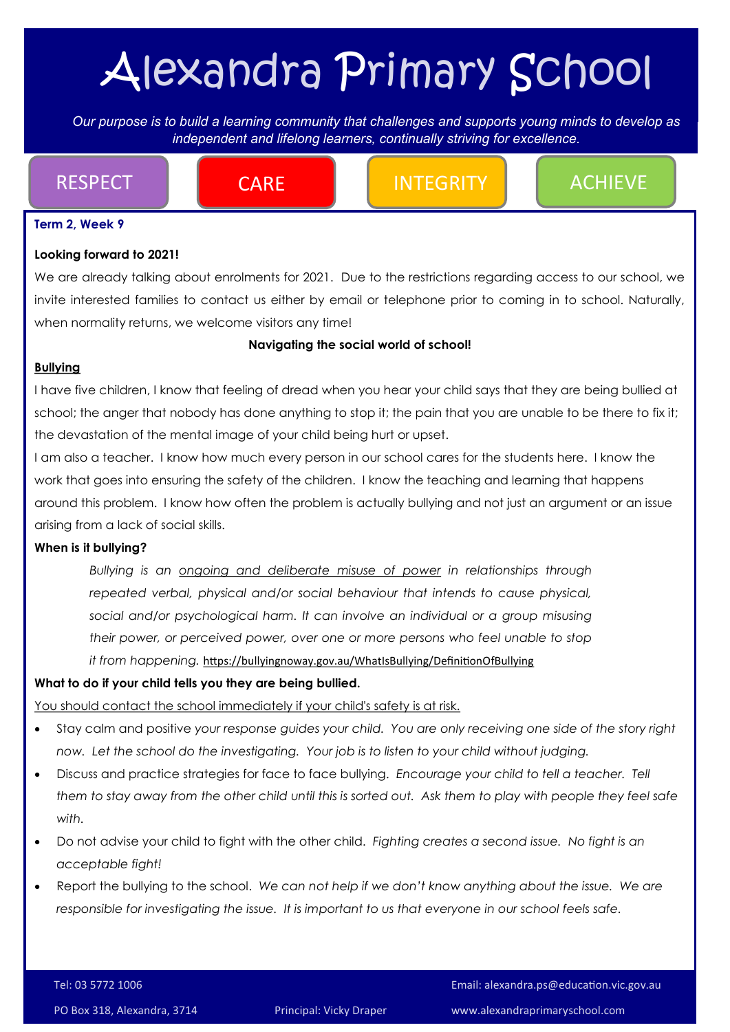# Alexandra Primary School

*Our purpose is to build a learning community that challenges and supports young minds to develop as independent and lifelong learners, continually striving for excellence.*

RESPECT | CARE | INTEGRITY | ACHIEVE

**Term 2, Week 9**

**Looking forward to 2021!**

We are already talking about enrolments for 2021. Due to the restrictions regarding access to our school, we invite interested families to contact us either by email or telephone prior to coming in to school. Naturally, when normality returns, we welcome visitors any time!

**Navigating the social world of school!**

**Bullying**

I have five children, I know that feeling of dread when you hear your child says that they are being bullied at school; the anger that nobody has done anything to stop it; the pain that you are unable to be there to fix it; the devastation of the mental image of your child being hurt or upset.

I am also a teacher. I know how much every person in our school cares for the students here. I know the work that goes into ensuring the safety of the children. I know the teaching and learning that happens around this problem. I know how often the problem is actually bullying and not just an argument or an issue arising from a lack of social skills.

**When is it bullying?**

> *Bullying is an ongoing and deliberate misuse of power in relationships through repeated verbal, physical and/or social behaviour that intends to cause physical, social and/or psychological harm. It can involve an individual or a group misusing their power, or perceived power, over one or more persons who feel unable to stop it from happening.* https://bullyingnoway.gov.au/WhatIsBullying/DefinitionOfBullying

**What to do if your child tells you they are being bullied.**

You should contact the school immediately if your child's safety is at risk.

- Stay calm and positive *your response guides your child. You are only receiving one side of the story right now. Let the school do the investigating. Your job is to listen to your child without judging.*
- Discuss and practice strategies for face to face bullying. *Encourage your child to tell a teacher. Tell them to stay away from the other child until this is sorted out. Ask them to play with people they feel safe with.*
- Do not advise your child to fight with the other child. *Fighting creates a second issue. No fight is an acceptable fight!*
- Report the bullying to the school. *We can not help if we don't know anything about the issue. We are responsible for investigating the issue. It is important to us that everyone in our school feels safe.*

Tel: 03 5772 1006 | Email: alexandra.ps@education.vic.gov.au

PO Box 318, Alexandra, 3714 | Principal: Vicky Draper | www.alexandraprimaryschool.com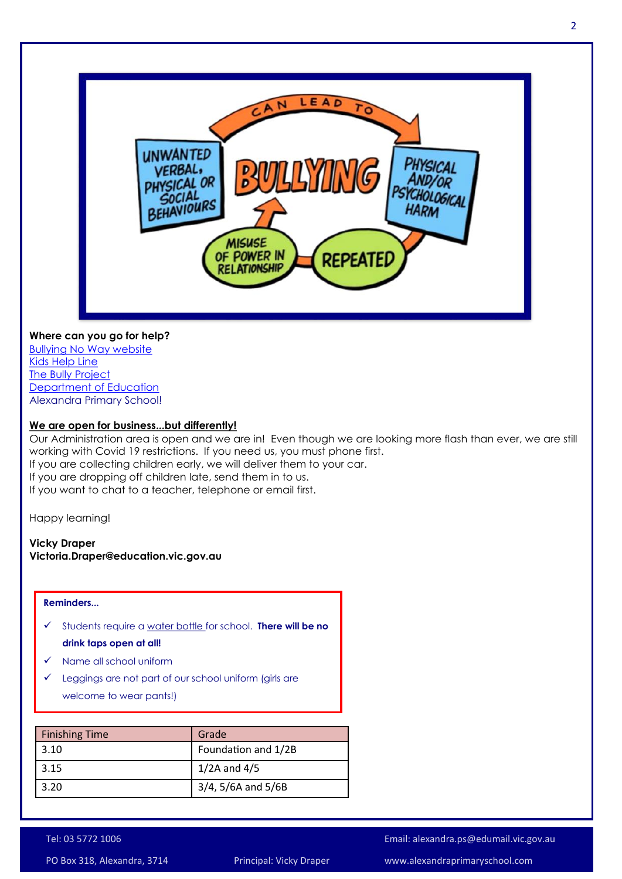**Where can you go for help?**

Bullying No Way website
Kids Help Line
The Bully Project
Department of Education
Alexandra Primary School!

**We are open for business...but differently!**

Our Administration area is open and we are in! Even though we are looking more flash than ever, we are still working with Covid 19 restrictions. If you need us, you must phone first.
If you are collecting children early, we will deliver them to your car.
If you are dropping off children late, send them in to us.
If you want to chat to a teacher, telephone or email first.

Happy learning!

**Vicky Draper**
**Victoria.Draper@education.vic.gov.au**

**Reminders...**

- ✓ Students require a water bottle for school. **There will be no drink taps open at all!**
- ✓ Name all school uniform
- ✓ Leggings are not part of our school uniform (girls are welcome to wear pants!)

| Finishing Time | Grade |
|---|---|
| 3.10 | Foundation and 1/2B |
| 3.15 | 1/2A and 4/5 |
| 3.20 | 3/4, 5/6A and 5/6B |

Tel: 03 5772 1006
PO Box 318, Alexandra, 3714
Principal: Vicky Draper
Email: alexandra.ps@edumail.vic.gov.au
www.alexandraprimaryschool.com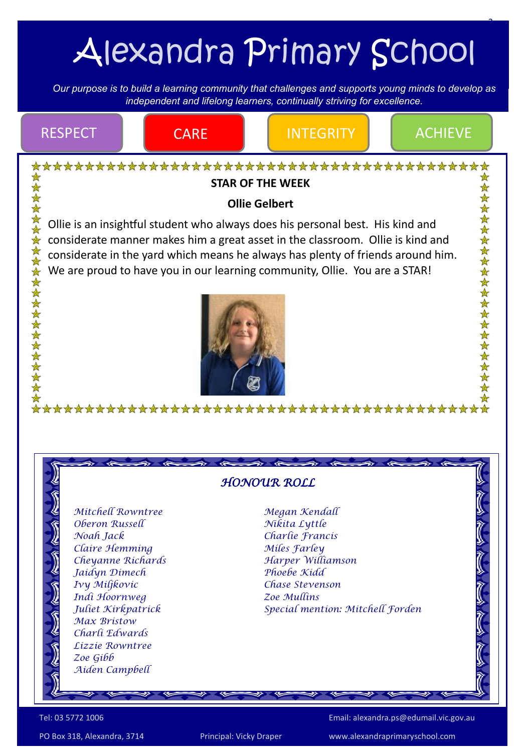# Alexandra Primary School

*Our purpose is to build a learning community that challenges and supports young minds to develop as independent and lifelong learners, continually striving for excellence.*

RESPECT | CARE | INTEGRITY | ACHIEVE

## STAR OF THE WEEK

**Ollie Gelbert**

Ollie is an insightful student who always does his personal best. His kind and considerate manner makes him a great asset in the classroom. Ollie is kind and considerate in the yard which means he always has plenty of friends around him. We are proud to have you in our learning community, Ollie. You are a STAR!

## *HONOUR ROLL*

*Mitchell Rowntree*
*Oberon Russell*
*Noah Jack*
*Claire Hemming*
*Cheyanne Richards*
*Jaidyn Dimech*
*Ivy Miljkovic*
*Indi Hoornweg*
*Juliet Kirkpatrick*
*Max Bristow*
*Charli Edwards*
*Lizzie Rowntree*
*Zoe Gibb*
*Aiden Campbell*
*Megan Kendall*
*Nikita Lyttle*
*Charlie Francis*
*Miles Farley*
*Harper Williamson*
*Phoebe Kidd*
*Chase Stevenson*
*Zoe Mullins*
*Special mention: Mitchell Forden*

Tel: 03 5772 1006
Email: alexandra.ps@edumail.vic.gov.au
PO Box 318, Alexandra, 3714
Principal: Vicky Draper
www.alexandraprimaryschool.com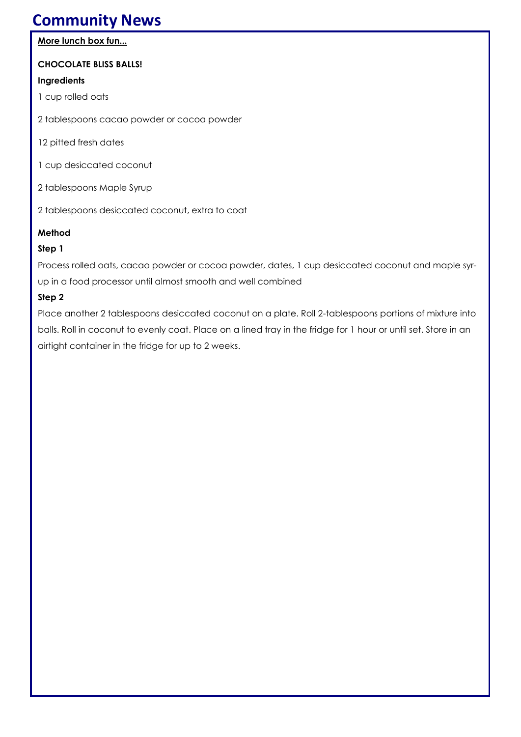# Community News

**More lunch box fun...**

**CHOCOLATE BLISS BALLS!**

**Ingredients**

1 cup rolled oats

2 tablespoons cacao powder or cocoa powder

12 pitted fresh dates

1 cup desiccated coconut

2 tablespoons Maple Syrup

2 tablespoons desiccated coconut, extra to coat

**Method**

**Step 1**

Process rolled oats, cacao powder or cocoa powder, dates, 1 cup desiccated coconut and maple syrup in a food processor until almost smooth and well combined

**Step 2**

Place another 2 tablespoons desiccated coconut on a plate. Roll 2-tablespoons portions of mixture into balls. Roll in coconut to evenly coat. Place on a lined tray in the fridge for 1 hour or until set. Store in an airtight container in the fridge for up to 2 weeks.